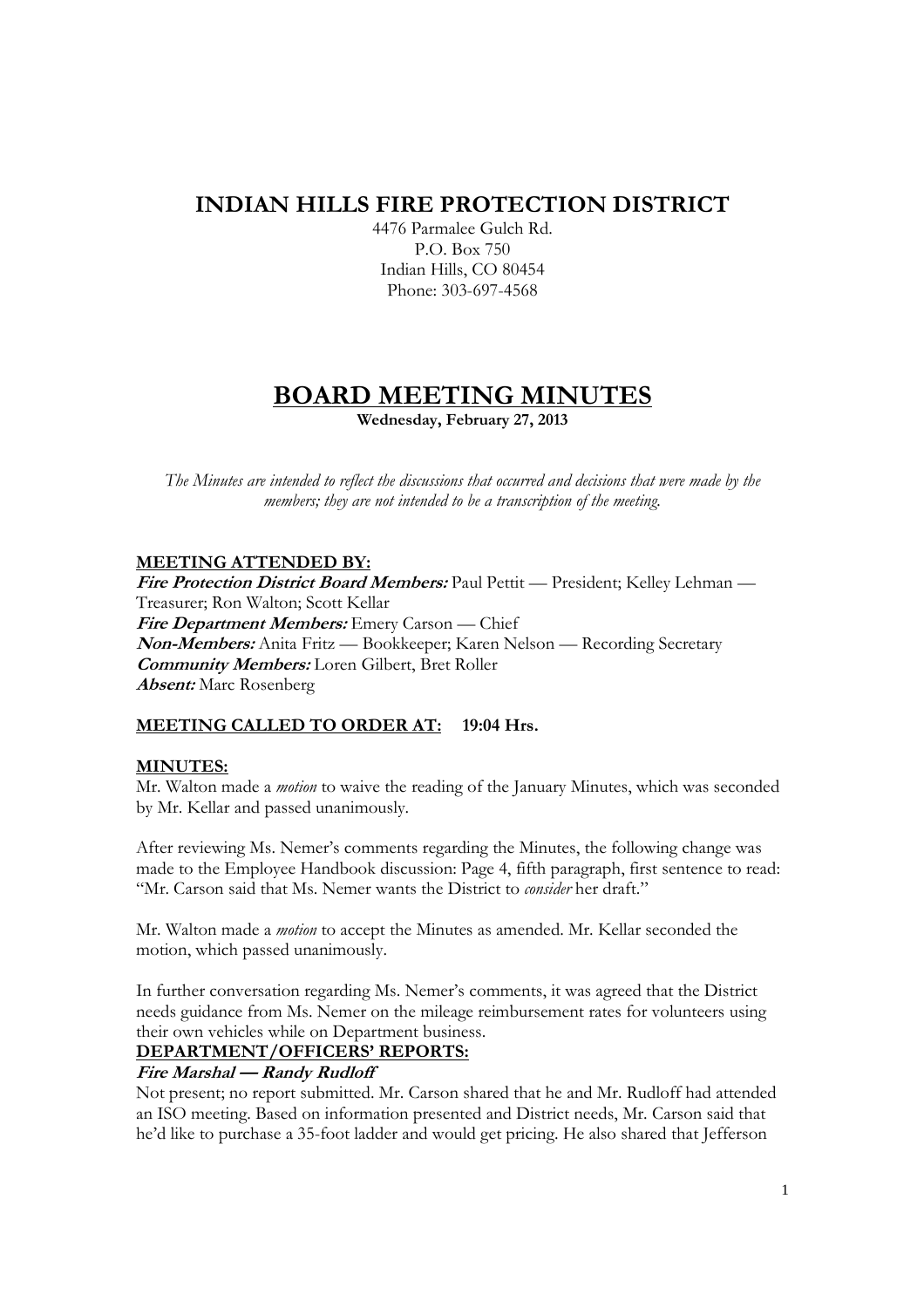# INDIAN HILLS FIRE PROTECTION DISTRICT

4476 Parmalee Gulch Rd.
P.O. Box 750
Indian Hills, CO 80454
Phone: 303-697-4568

# BOARD MEETING MINUTES

**Wednesday, February 27, 2013**

*The Minutes are intended to reflect the discussions that occurred and decisions that were made by the members; they are not intended to be a transcription of the meeting.*

## MEETING ATTENDED BY:

***Fire Protection District Board Members:*** Paul Pettit — President; Kelley Lehman — Treasurer; Ron Walton; Scott Kellar
***Fire Department Members:*** Emery Carson — Chief
***Non-Members:*** Anita Fritz — Bookkeeper; Karen Nelson — Recording Secretary
***Community Members:*** Loren Gilbert, Bret Roller
***Absent:*** Marc Rosenberg

## MEETING CALLED TO ORDER AT: 19:04 Hrs.

## MINUTES:

Mr. Walton made a *motion* to waive the reading of the January Minutes, which was seconded by Mr. Kellar and passed unanimously.

After reviewing Ms. Nemer's comments regarding the Minutes, the following change was made to the Employee Handbook discussion: Page 4, fifth paragraph, first sentence to read: "Mr. Carson said that Ms. Nemer wants the District to *consider* her draft."

Mr. Walton made a *motion* to accept the Minutes as amended. Mr. Kellar seconded the motion, which passed unanimously.

In further conversation regarding Ms. Nemer's comments, it was agreed that the District needs guidance from Ms. Nemer on the mileage reimbursement rates for volunteers using their own vehicles while on Department business.

## DEPARTMENT/OFFICERS' REPORTS:

### *Fire Marshal — Randy Rudloff*

Not present; no report submitted. Mr. Carson shared that he and Mr. Rudloff had attended an ISO meeting. Based on information presented and District needs, Mr. Carson said that he'd like to purchase a 35-foot ladder and would get pricing. He also shared that Jefferson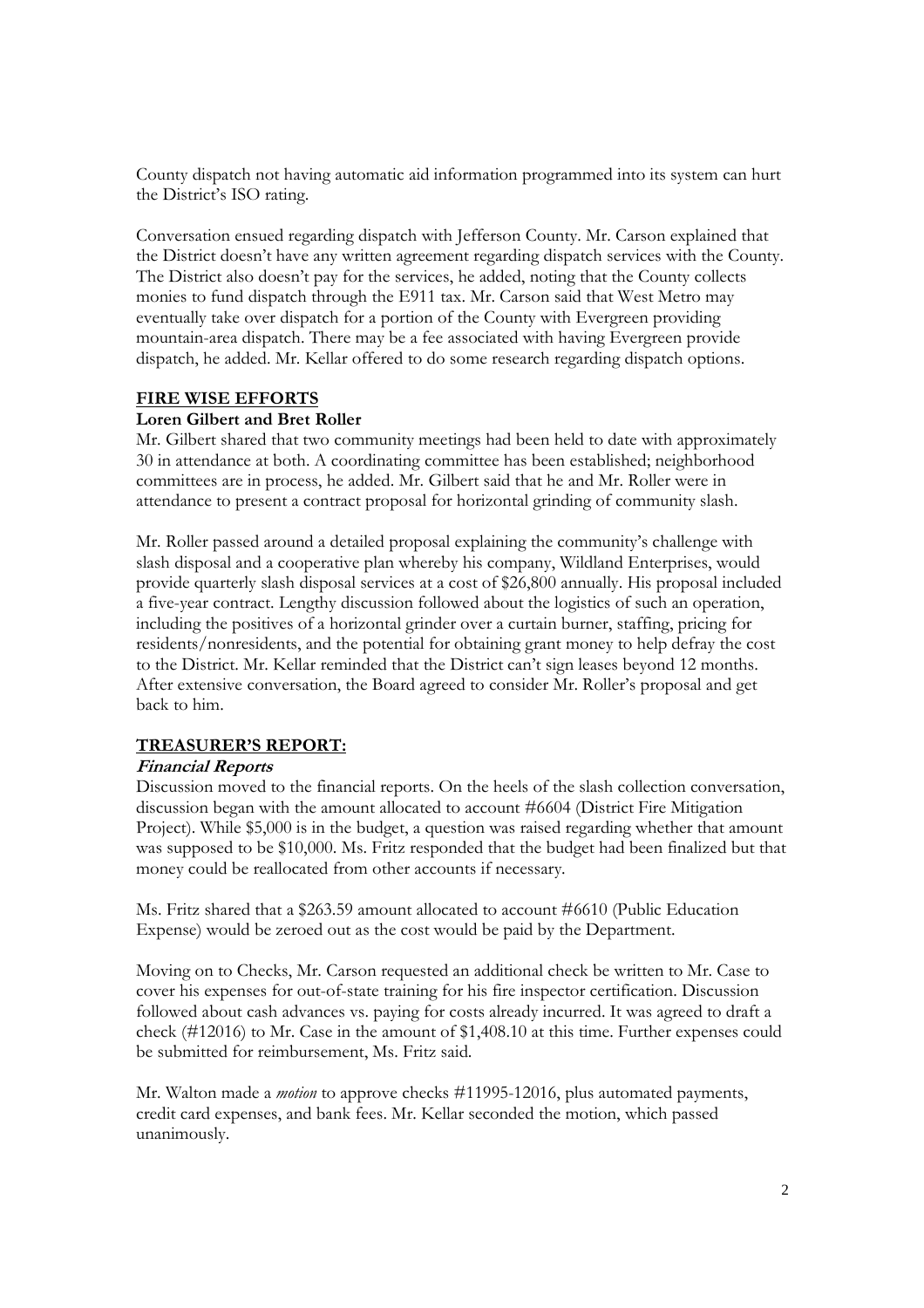County dispatch not having automatic aid information programmed into its system can hurt the District's ISO rating.

Conversation ensued regarding dispatch with Jefferson County. Mr. Carson explained that the District doesn't have any written agreement regarding dispatch services with the County. The District also doesn't pay for the services, he added, noting that the County collects monies to fund dispatch through the E911 tax. Mr. Carson said that West Metro may eventually take over dispatch for a portion of the County with Evergreen providing mountain-area dispatch. There may be a fee associated with having Evergreen provide dispatch, he added. Mr. Kellar offered to do some research regarding dispatch options.

## FIRE WISE EFFORTS

**Loren Gilbert and Bret Roller**

Mr. Gilbert shared that two community meetings had been held to date with approximately 30 in attendance at both. A coordinating committee has been established; neighborhood committees are in process, he added. Mr. Gilbert said that he and Mr. Roller were in attendance to present a contract proposal for horizontal grinding of community slash.

Mr. Roller passed around a detailed proposal explaining the community's challenge with slash disposal and a cooperative plan whereby his company, Wildland Enterprises, would provide quarterly slash disposal services at a cost of $26,800 annually. His proposal included a five-year contract. Lengthy discussion followed about the logistics of such an operation, including the positives of a horizontal grinder over a curtain burner, staffing, pricing for residents/nonresidents, and the potential for obtaining grant money to help defray the cost to the District. Mr. Kellar reminded that the District can't sign leases beyond 12 months. After extensive conversation, the Board agreed to consider Mr. Roller's proposal and get back to him.

## TREASURER'S REPORT:

***Financial Reports***

Discussion moved to the financial reports. On the heels of the slash collection conversation, discussion began with the amount allocated to account #6604 (District Fire Mitigation Project). While $5,000 is in the budget, a question was raised regarding whether that amount was supposed to be $10,000. Ms. Fritz responded that the budget had been finalized but that money could be reallocated from other accounts if necessary.

Ms. Fritz shared that a $263.59 amount allocated to account #6610 (Public Education Expense) would be zeroed out as the cost would be paid by the Department.

Moving on to Checks, Mr. Carson requested an additional check be written to Mr. Case to cover his expenses for out-of-state training for his fire inspector certification. Discussion followed about cash advances vs. paying for costs already incurred. It was agreed to draft a check (#12016) to Mr. Case in the amount of $1,408.10 at this time. Further expenses could be submitted for reimbursement, Ms. Fritz said.

Mr. Walton made a *motion* to approve checks #11995-12016, plus automated payments, credit card expenses, and bank fees. Mr. Kellar seconded the motion, which passed unanimously.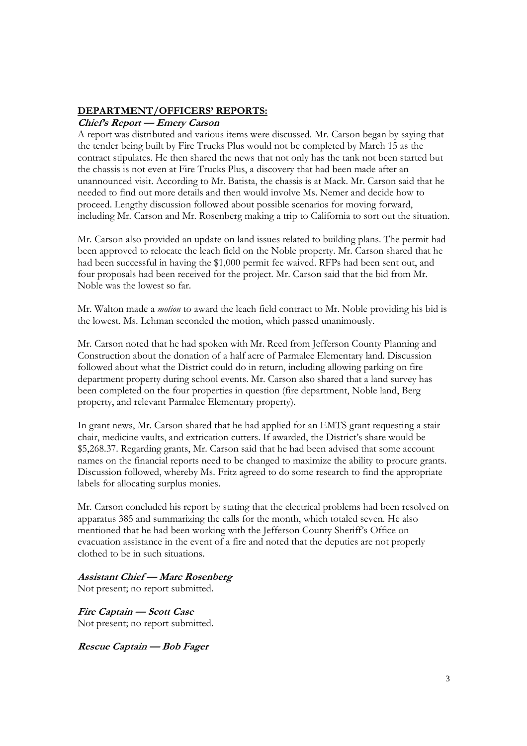## DEPARTMENT/OFFICERS' REPORTS:

### *Chief's Report — Emery Carson*

A report was distributed and various items were discussed. Mr. Carson began by saying that the tender being built by Fire Trucks Plus would not be completed by March 15 as the contract stipulates. He then shared the news that not only has the tank not been started but the chassis is not even at Fire Trucks Plus, a discovery that had been made after an unannounced visit. According to Mr. Batista, the chassis is at Mack. Mr. Carson said that he needed to find out more details and then would involve Ms. Nemer and decide how to proceed. Lengthy discussion followed about possible scenarios for moving forward, including Mr. Carson and Mr. Rosenberg making a trip to California to sort out the situation.

Mr. Carson also provided an update on land issues related to building plans. The permit had been approved to relocate the leach field on the Noble property. Mr. Carson shared that he had been successful in having the $1,000 permit fee waived. RFPs had been sent out, and four proposals had been received for the project. Mr. Carson said that the bid from Mr. Noble was the lowest so far.

Mr. Walton made a *motion* to award the leach field contract to Mr. Noble providing his bid is the lowest. Ms. Lehman seconded the motion, which passed unanimously.

Mr. Carson noted that he had spoken with Mr. Reed from Jefferson County Planning and Construction about the donation of a half acre of Parmalee Elementary land. Discussion followed about what the District could do in return, including allowing parking on fire department property during school events. Mr. Carson also shared that a land survey has been completed on the four properties in question (fire department, Noble land, Berg property, and relevant Parmalee Elementary property).

In grant news, Mr. Carson shared that he had applied for an EMTS grant requesting a stair chair, medicine vaults, and extrication cutters. If awarded, the District's share would be $5,268.37. Regarding grants, Mr. Carson said that he had been advised that some account names on the financial reports need to be changed to maximize the ability to procure grants. Discussion followed, whereby Ms. Fritz agreed to do some research to find the appropriate labels for allocating surplus monies.

Mr. Carson concluded his report by stating that the electrical problems had been resolved on apparatus 385 and summarizing the calls for the month, which totaled seven. He also mentioned that he had been working with the Jefferson County Sheriff's Office on evacuation assistance in the event of a fire and noted that the deputies are not properly clothed to be in such situations.

### *Assistant Chief — Marc Rosenberg*

Not present; no report submitted.

### *Fire Captain — Scott Case*

Not present; no report submitted.

### *Rescue Captain — Bob Fager*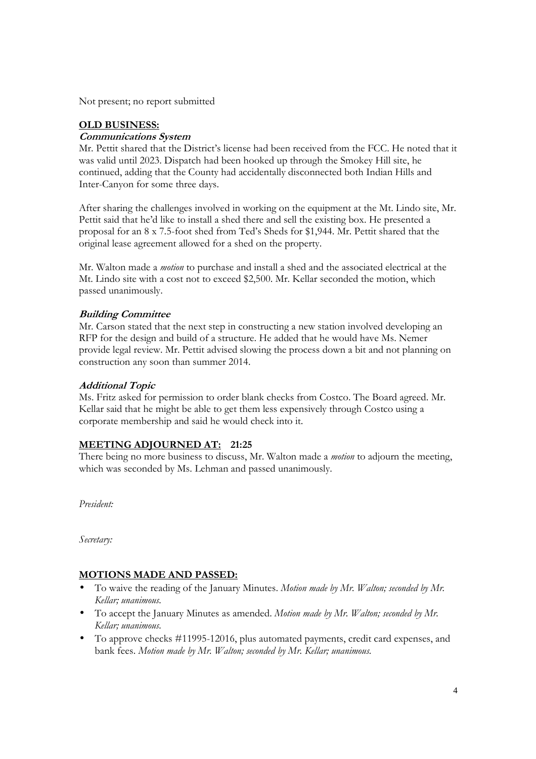Not present; no report submitted

## OLD BUSINESS:

### *Communications System*

Mr. Pettit shared that the District's license had been received from the FCC. He noted that it was valid until 2023. Dispatch had been hooked up through the Smokey Hill site, he continued, adding that the County had accidentally disconnected both Indian Hills and Inter-Canyon for some three days.

After sharing the challenges involved in working on the equipment at the Mt. Lindo site, Mr. Pettit said that he'd like to install a shed there and sell the existing box. He presented a proposal for an 8 x 7.5-foot shed from Ted's Sheds for $1,944. Mr. Pettit shared that the original lease agreement allowed for a shed on the property.

Mr. Walton made a *motion* to purchase and install a shed and the associated electrical at the Mt. Lindo site with a cost not to exceed $2,500. Mr. Kellar seconded the motion, which passed unanimously.

### *Building Committee*

Mr. Carson stated that the next step in constructing a new station involved developing an RFP for the design and build of a structure. He added that he would have Ms. Nemer provide legal review. Mr. Pettit advised slowing the process down a bit and not planning on construction any soon than summer 2014.

### *Additional Topic*

Ms. Fritz asked for permission to order blank checks from Costco. The Board agreed. Mr. Kellar said that he might be able to get them less expensively through Costco using a corporate membership and said he would check into it.

## MEETING ADJOURNED AT: 21:25

There being no more business to discuss, Mr. Walton made a *motion* to adjourn the meeting, which was seconded by Ms. Lehman and passed unanimously.

*President:*

*Secretary:*

## MOTIONS MADE AND PASSED:

- To waive the reading of the January Minutes. *Motion made by Mr. Walton; seconded by Mr. Kellar; unanimous.*
- To accept the January Minutes as amended. *Motion made by Mr. Walton; seconded by Mr. Kellar; unanimous.*
- To approve checks #11995-12016, plus automated payments, credit card expenses, and bank fees. *Motion made by Mr. Walton; seconded by Mr. Kellar; unanimous.*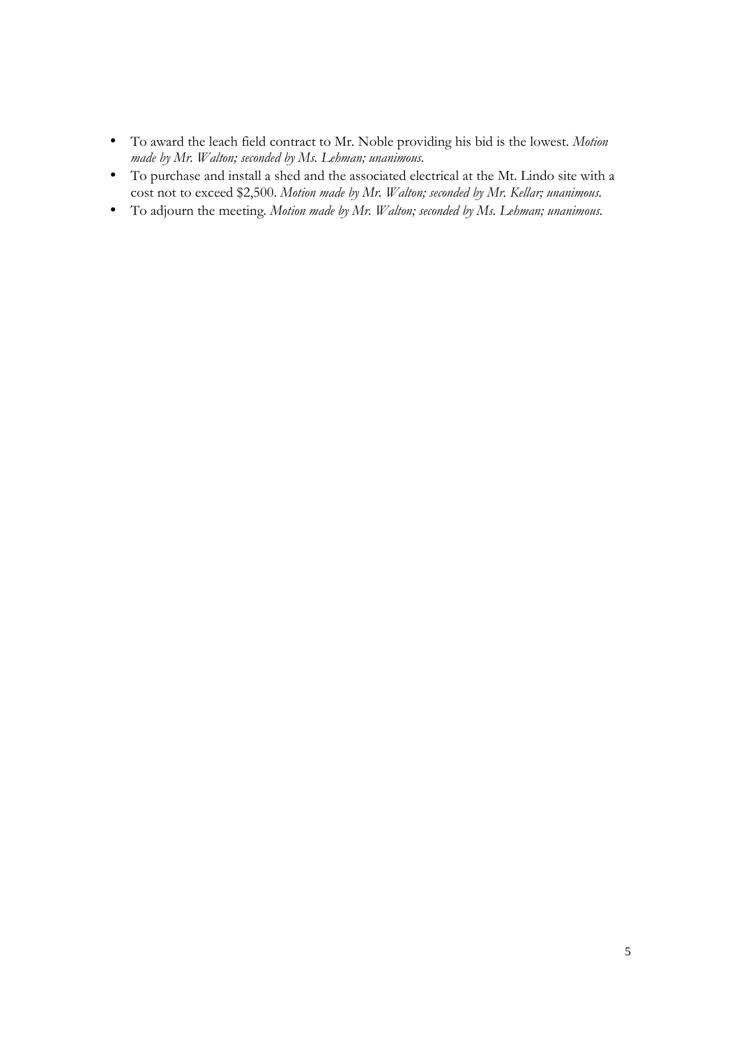- To award the leach field contract to Mr. Noble providing his bid is the lowest. *Motion made by Mr. Walton; seconded by Ms. Lehman; unanimous.*
- To purchase and install a shed and the associated electrical at the Mt. Lindo site with a cost not to exceed $2,500. *Motion made by Mr. Walton; seconded by Mr. Kellar; unanimous.*
- To adjourn the meeting. *Motion made by Mr. Walton; seconded by Ms. Lehman; unanimous.*